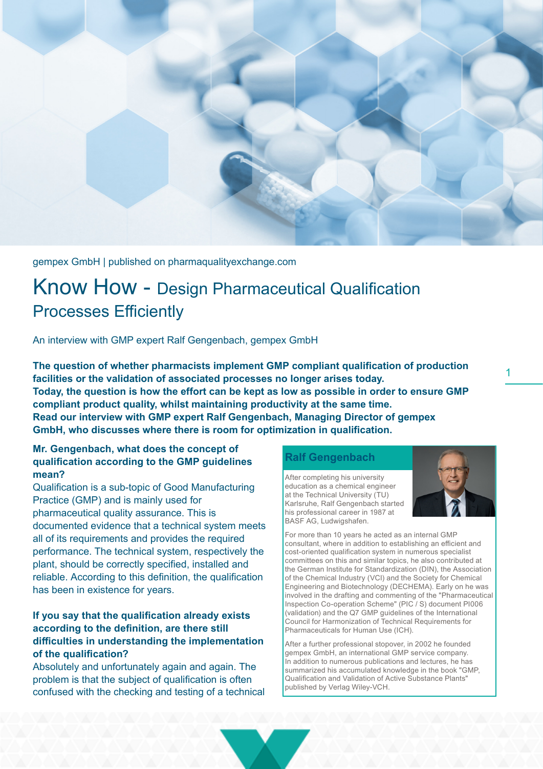gempex GmbH | published on pharmaqualityexchange.com

# Know How - Design Pharmaceutical Qualification Processes Efficiently

An interview with GMP expert Ralf Gengenbach, gempex GmbH

**The question of whether pharmacists implement GMP compliant qualification of production facilities or the validation of associated processes no longer arises today. Today, the question is how the effort can be kept as low as possible in order to ensure GMP compliant product quality, whilst maintaining productivity at the same time. Read our interview with GMP expert Ralf Gengenbach, Managing Director of gempex GmbH, who discusses where there is room for optimization in qualification.**

**Mr. Gengenbach, what does the concept of qualification according to the GMP guidelines mean?**
Qualification is a sub-topic of Good Manufacturing Practice (GMP) and is mainly used for pharmaceutical quality assurance. This is documented evidence that a technical system meets all of its requirements and provides the required performance. The technical system, respectively the plant, should be correctly specified, installed and reliable. According to this definition, the qualification has been in existence for years.

**If you say that the qualification already exists according to the definition, are there still difficulties in understanding the implementation of the qualification?**
Absolutely and unfortunately again and again. The problem is that the subject of qualification is often confused with the checking and testing of a technical

## Ralf Gengenbach

After completing his university education as a chemical engineer at the Technical University (TU) Karlsruhe, Ralf Gengenbach started his professional career in 1987 at BASF AG, Ludwigshafen.

For more than 10 years he acted as an internal GMP consultant, where in addition to establishing an efficient and cost-oriented qualification system in numerous specialist committees on this and similar topics, he also contributed at the German Institute for Standardization (DIN), the Association of the Chemical Industry (VCI) and the Society for Chemical Engineering and Biotechnology (DECHEMA). Early on he was involved in the drafting and commenting of the "Pharmaceutical Inspection Co-operation Scheme" (PIC / S) document PI006 (validation) and the Q7 GMP guidelines of the International Council for Harmonization of Technical Requirements for Pharmaceuticals for Human Use (ICH).

After a further professional stopover, in 2002 he founded gempex GmbH, an international GMP service company. In addition to numerous publications and lectures, he has summarized his accumulated knowledge in the book "GMP, Qualification and Validation of Active Substance Plants" published by Verlag Wiley-VCH.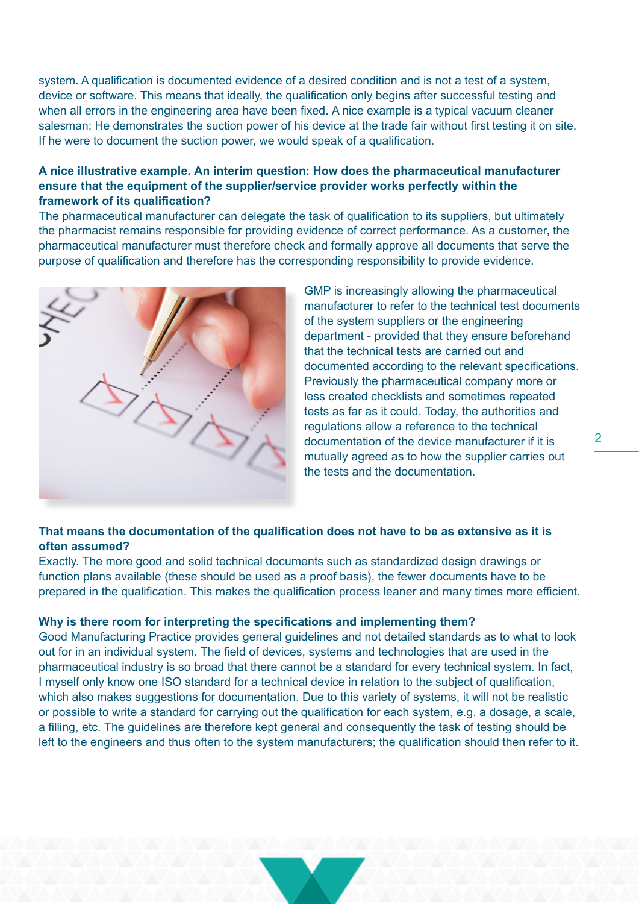system. A qualification is documented evidence of a desired condition and is not a test of a system, device or software. This means that ideally, the qualification only begins after successful testing and when all errors in the engineering area have been fixed. A nice example is a typical vacuum cleaner salesman: He demonstrates the suction power of his device at the trade fair without first testing it on site. If he were to document the suction power, we would speak of a qualification.

**A nice illustrative example. An interim question: How does the pharmaceutical manufacturer ensure that the equipment of the supplier/service provider works perfectly within the framework of its qualification?**

The pharmaceutical manufacturer can delegate the task of qualification to its suppliers, but ultimately the pharmacist remains responsible for providing evidence of correct performance. As a customer, the pharmaceutical manufacturer must therefore check and formally approve all documents that serve the purpose of qualification and therefore has the corresponding responsibility to provide evidence.

GMP is increasingly allowing the pharmaceutical manufacturer to refer to the technical test documents of the system suppliers or the engineering department - provided that they ensure beforehand that the technical tests are carried out and documented according to the relevant specifications. Previously the pharmaceutical company more or less created checklists and sometimes repeated tests as far as it could. Today, the authorities and regulations allow a reference to the technical documentation of the device manufacturer if it is mutually agreed as to how the supplier carries out the tests and the documentation.

**That means the documentation of the qualification does not have to be as extensive as it is often assumed?**

Exactly. The more good and solid technical documents such as standardized design drawings or function plans available (these should be used as a proof basis), the fewer documents have to be prepared in the qualification. This makes the qualification process leaner and many times more efficient.

**Why is there room for interpreting the specifications and implementing them?**

Good Manufacturing Practice provides general guidelines and not detailed standards as to what to look out for in an individual system. The field of devices, systems and technologies that are used in the pharmaceutical industry is so broad that there cannot be a standard for every technical system. In fact, I myself only know one ISO standard for a technical device in relation to the subject of qualification, which also makes suggestions for documentation. Due to this variety of systems, it will not be realistic or possible to write a standard for carrying out the qualification for each system, e.g. a dosage, a scale, a filling, etc. The guidelines are therefore kept general and consequently the task of testing should be left to the engineers and thus often to the system manufacturers; the qualification should then refer to it.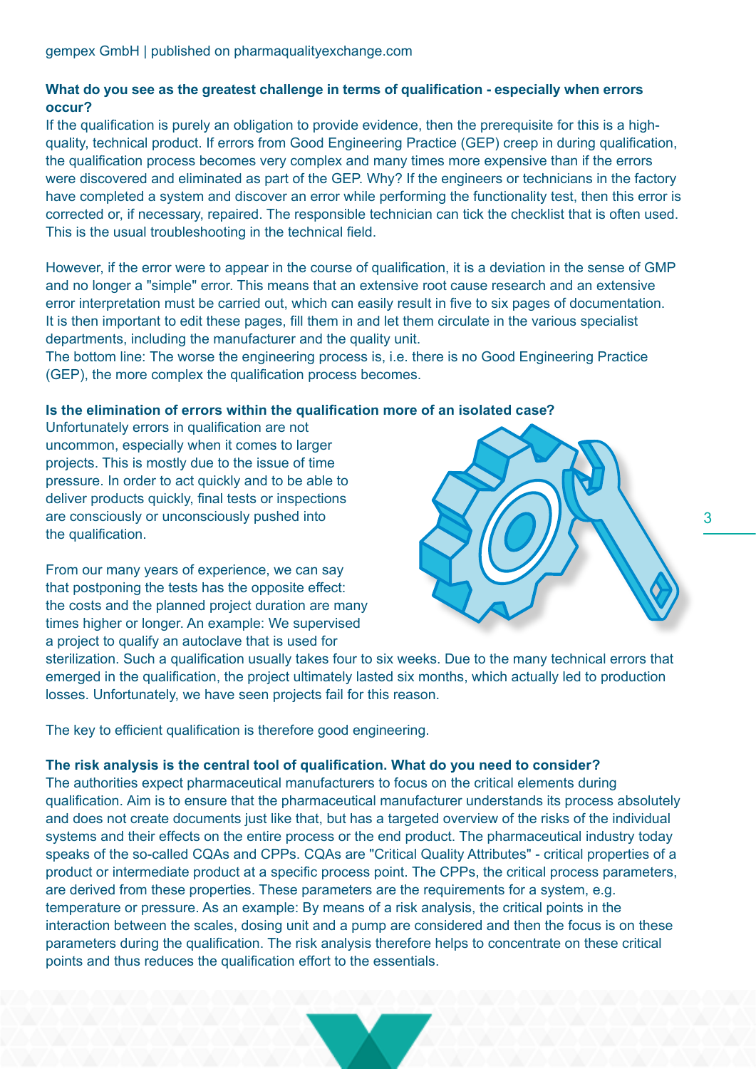**What do you see as the greatest challenge in terms of qualification - especially when errors occur?**

If the qualification is purely an obligation to provide evidence, then the prerequisite for this is a high-quality, technical product. If errors from Good Engineering Practice (GEP) creep in during qualification, the qualification process becomes very complex and many times more expensive than if the errors were discovered and eliminated as part of the GEP. Why? If the engineers or technicians in the factory have completed a system and discover an error while performing the functionality test, then this error is corrected or, if necessary, repaired. The responsible technician can tick the checklist that is often used. This is the usual troubleshooting in the technical field.

However, if the error were to appear in the course of qualification, it is a deviation in the sense of GMP and no longer a "simple" error. This means that an extensive root cause research and an extensive error interpretation must be carried out, which can easily result in five to six pages of documentation. It is then important to edit these pages, fill them in and let them circulate in the various specialist departments, including the manufacturer and the quality unit.
The bottom line: The worse the engineering process is, i.e. there is no Good Engineering Practice (GEP), the more complex the qualification process becomes.

**Is the elimination of errors within the qualification more of an isolated case?**

Unfortunately errors in qualification are not uncommon, especially when it comes to larger projects. This is mostly due to the issue of time pressure. In order to act quickly and to be able to deliver products quickly, final tests or inspections are consciously or unconsciously pushed into the qualification.

From our many years of experience, we can say that postponing the tests has the opposite effect: the costs and the planned project duration are many times higher or longer. An example: We supervised a project to qualify an autoclave that is used for sterilization. Such a qualification usually takes four to six weeks. Due to the many technical errors that emerged in the qualification, the project ultimately lasted six months, which actually led to production losses. Unfortunately, we have seen projects fail for this reason.

The key to efficient qualification is therefore good engineering.

**The risk analysis is the central tool of qualification. What do you need to consider?**

The authorities expect pharmaceutical manufacturers to focus on the critical elements during qualification. Aim is to ensure that the pharmaceutical manufacturer understands its process absolutely and does not create documents just like that, but has a targeted overview of the risks of the individual systems and their effects on the entire process or the end product. The pharmaceutical industry today speaks of the so-called CQAs and CPPs. CQAs are "Critical Quality Attributes" - critical properties of a product or intermediate product at a specific process point. The CPPs, the critical process parameters, are derived from these properties. These parameters are the requirements for a system, e.g. temperature or pressure. As an example: By means of a risk analysis, the critical points in the interaction between the scales, dosing unit and a pump are considered and then the focus is on these parameters during the qualification. The risk analysis therefore helps to concentrate on these critical points and thus reduces the qualification effort to the essentials.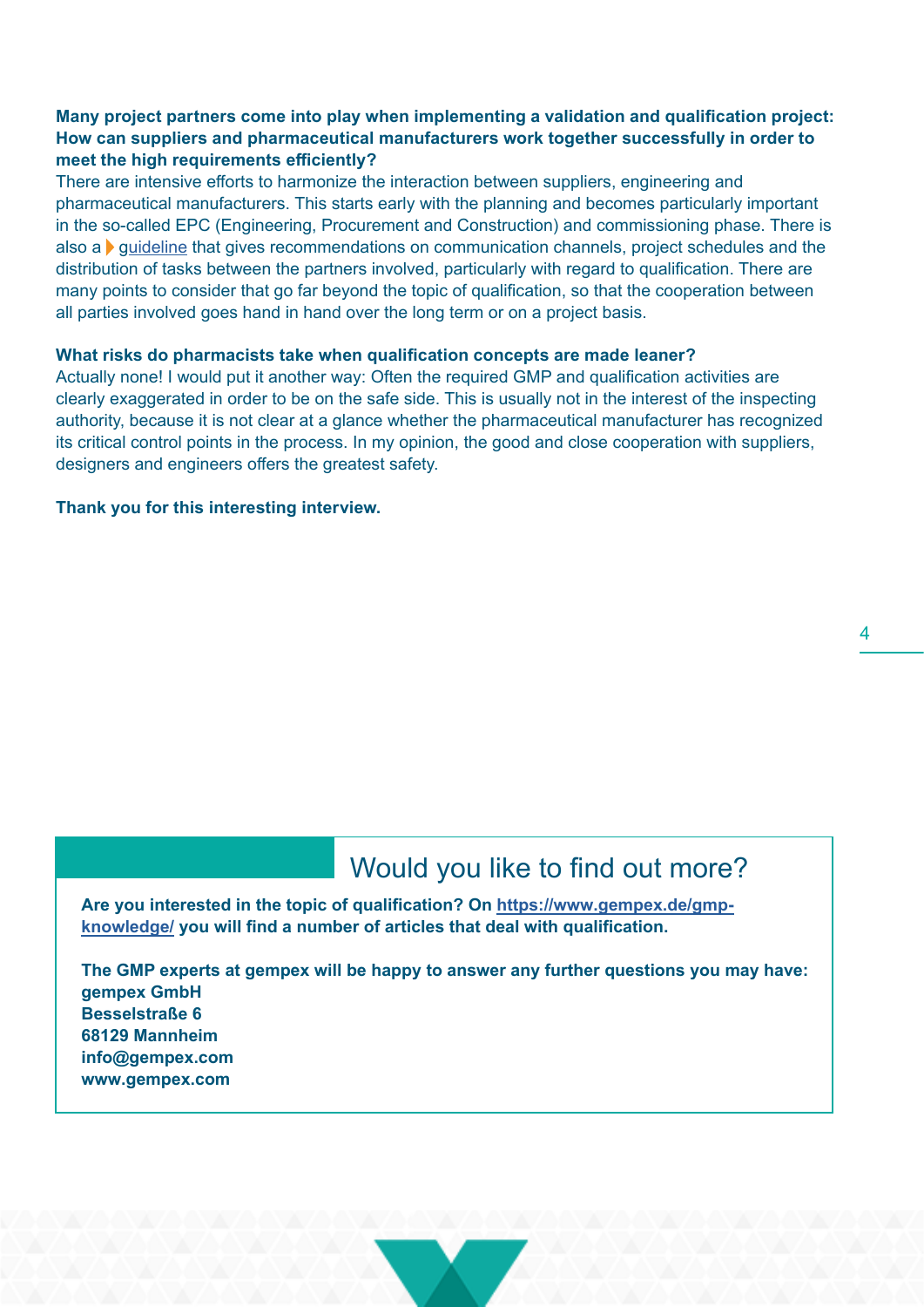**Many project partners come into play when implementing a validation and qualification project: How can suppliers and pharmaceutical manufacturers work together successfully in order to meet the high requirements efficiently?**

There are intensive efforts to harmonize the interaction between suppliers, engineering and pharmaceutical manufacturers. This starts early with the planning and becomes particularly important in the so-called EPC (Engineering, Procurement and Construction) and commissioning phase. There is also a guideline that gives recommendations on communication channels, project schedules and the distribution of tasks between the partners involved, particularly with regard to qualification. There are many points to consider that go far beyond the topic of qualification, so that the cooperation between all parties involved goes hand in hand over the long term or on a project basis.

**What risks do pharmacists take when qualification concepts are made leaner?**

Actually none! I would put it another way: Often the required GMP and qualification activities are clearly exaggerated in order to be on the safe side. This is usually not in the interest of the inspecting authority, because it is not clear at a glance whether the pharmaceutical manufacturer has recognized its critical control points in the process. In my opinion, the good and close cooperation with suppliers, designers and engineers offers the greatest safety.

**Thank you for this interesting interview.**

## Would you like to find out more?

**Are you interested in the topic of qualification? On https://www.gempex.de/gmp-knowledge/ you will find a number of articles that deal with qualification.**

**The GMP experts at gempex will be happy to answer any further questions you may have:**
**gempex GmbH**
**Besselstraße 6**
**68129 Mannheim**
**info@gempex.com**
**www.gempex.com**